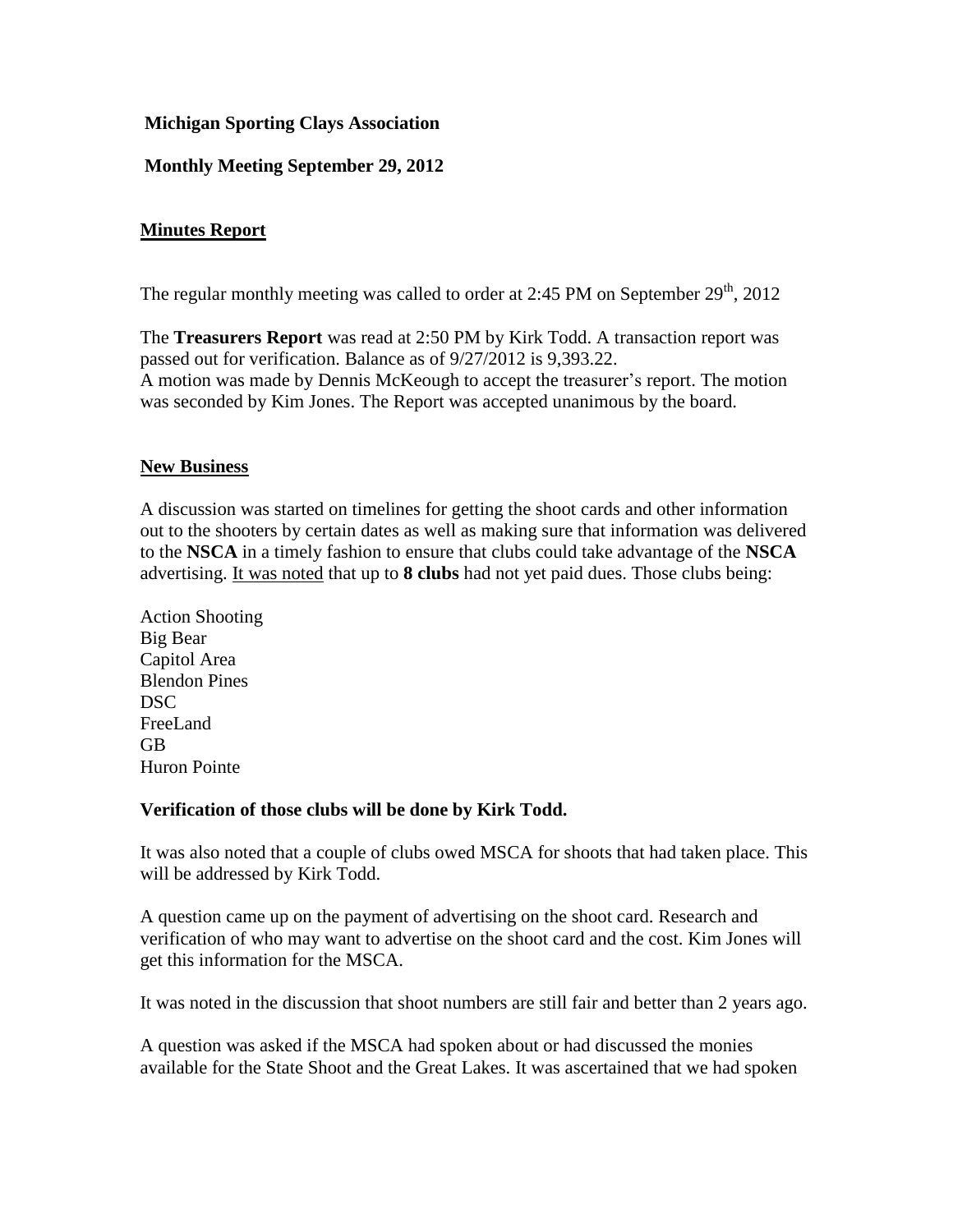**Michigan Sporting Clays Association**

**Monthly Meeting September 29, 2012**

## Minutes Report

The regular monthly meeting was called to order at 2:45 PM on September 29th, 2012

The **Treasurers Report** was read at 2:50 PM by Kirk Todd. A transaction report was passed out for verification. Balance as of 9/27/2012 is 9,393.22.
A motion was made by Dennis McKeough to accept the treasurer's report. The motion was seconded by Kim Jones. The Report was accepted unanimous by the board.

## New Business

A discussion was started on timelines for getting the shoot cards and other information out to the shooters by certain dates as well as making sure that information was delivered to the **NSCA** in a timely fashion to ensure that clubs could take advantage of the **NSCA** advertising. <u>It was noted</u> that up to **8 clubs** had not yet paid dues. Those clubs being:

Action Shooting
Big Bear
Capitol Area
Blendon Pines
DSC
FreeLand
GB
Huron Pointe

**Verification of those clubs will be done by Kirk Todd.**

It was also noted that a couple of clubs owed MSCA for shoots that had taken place. This will be addressed by Kirk Todd.

A question came up on the payment of advertising on the shoot card. Research and verification of who may want to advertise on the shoot card and the cost. Kim Jones will get this information for the MSCA.

It was noted in the discussion that shoot numbers are still fair and better than 2 years ago.

A question was asked if the MSCA had spoken about or had discussed the monies available for the State Shoot and the Great Lakes. It was ascertained that we had spoken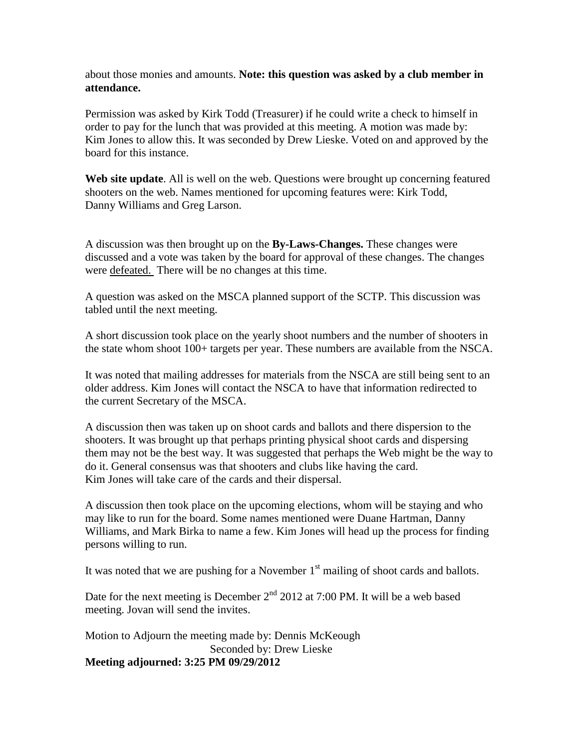about those monies and amounts. **Note: this question was asked by a club member in attendance.**

Permission was asked by Kirk Todd (Treasurer) if he could write a check to himself in order to pay for the lunch that was provided at this meeting. A motion was made by: Kim Jones to allow this. It was seconded by Drew Lieske. Voted on and approved by the board for this instance.

**Web site update**. All is well on the web. Questions were brought up concerning featured shooters on the web. Names mentioned for upcoming features were: Kirk Todd, Danny Williams and Greg Larson.

A discussion was then brought up on the **By-Laws-Changes.** These changes were discussed and a vote was taken by the board for approval of these changes. The changes were <u>defeated.</u> There will be no changes at this time.

A question was asked on the MSCA planned support of the SCTP. This discussion was tabled until the next meeting.

A short discussion took place on the yearly shoot numbers and the number of shooters in the state whom shoot 100+ targets per year. These numbers are available from the NSCA.

It was noted that mailing addresses for materials from the NSCA are still being sent to an older address. Kim Jones will contact the NSCA to have that information redirected to the current Secretary of the MSCA.

A discussion then was taken up on shoot cards and ballots and there dispersion to the shooters. It was brought up that perhaps printing physical shoot cards and dispersing them may not be the best way. It was suggested that perhaps the Web might be the way to do it. General consensus was that shooters and clubs like having the card. Kim Jones will take care of the cards and their dispersal.

A discussion then took place on the upcoming elections, whom will be staying and who may like to run for the board. Some names mentioned were Duane Hartman, Danny Williams, and Mark Birka to name a few. Kim Jones will head up the process for finding persons willing to run.

It was noted that we are pushing for a November 1st mailing of shoot cards and ballots.

Date for the next meeting is December 2nd 2012 at 7:00 PM. It will be a web based meeting. Jovan will send the invites.

Motion to Adjourn the meeting made by: Dennis McKeough
Seconded by: Drew Lieske
**Meeting adjourned: 3:25 PM 09/29/2012**